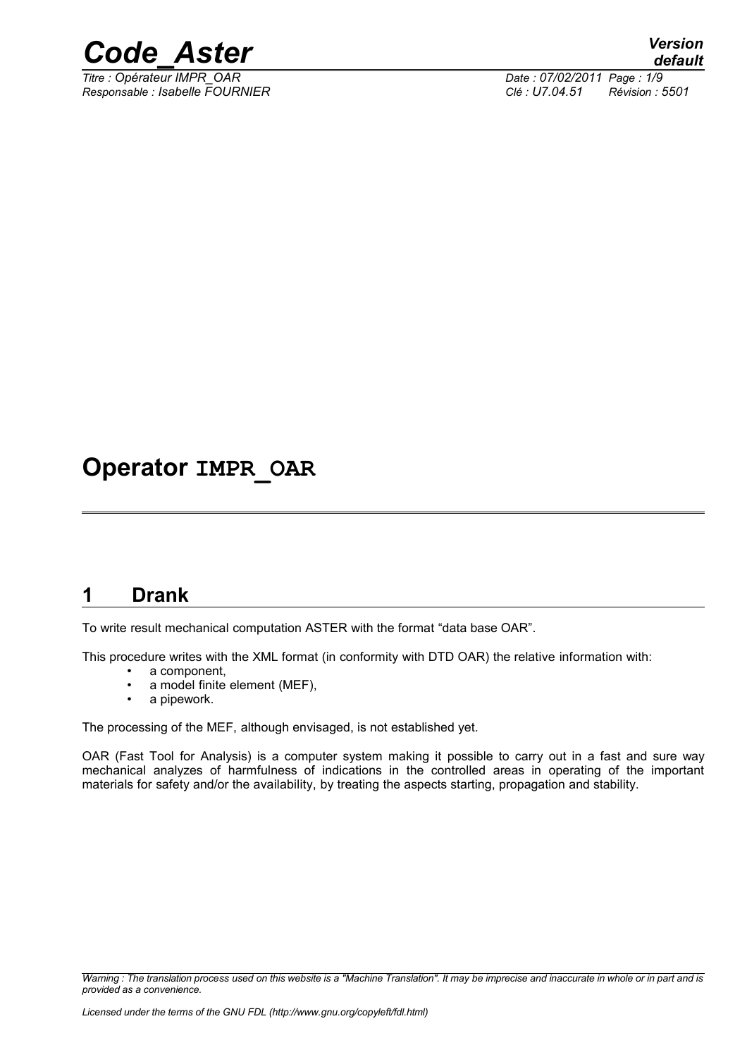# Operator IMPR_OAR

## 1 Drank

To write result mechanical computation ASTER with the format “data base OAR”.

This procedure writes with the XML format (in conformity with DTD OAR) the relative information with:

- a component,
- a model finite element (MEF),
- a pipework.

The processing of the MEF, although envisaged, is not established yet.

OAR (Fast Tool for Analysis) is a computer system making it possible to carry out in a fast and sure way mechanical analyzes of harmfulness of indications in the controlled areas in operating of the important materials for safety and/or the availability, by treating the aspects starting, propagation and stability.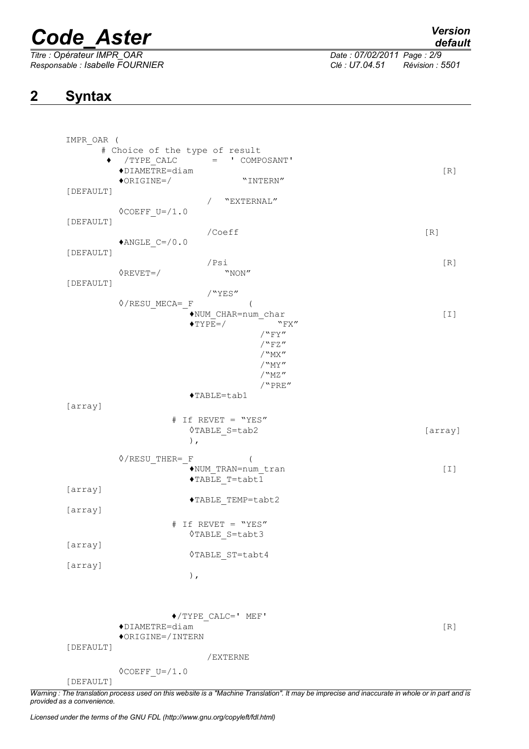## 2 Syntax

```
IMPR_OAR (
      # Choice of the type of result
       ♦  /TYPE_CALC       =  ' COMPOSANT'
         ♦DIAMETRE=diam                                               [R]
         ♦ORIGINE=/              "INTERN"
[DEFAULT]
                         /  "EXTERNAL"
         ◊COEFF_U=/1.0
[DEFAULT]
                         /Coeff                                  [R]
         ♦ANGLE_C=/0.0
[DEFAULT]
                         /Psi                                         [R]
         ◊REVET=/            "NON"
[DEFAULT]
                         /"YES"
         ◊/RESU_MECA=_F           (
                    ♦NUM_CHAR=num_char                                [I]
                    ♦TYPE=/            "FX"
                                /"FY"
                                /"FZ"
                                /"MX"
                                /"MY"
                                /"MZ"
                                /"PRE"
                    ♦TABLE=tab1
[array]
                 # If REVET = "YES"
                    ◊TABLE_S=tab2                                     [array]
                    ),

         ◊/RESU_THER=_F           (
                    ♦NUM_TRAN=num_tran                                [I]
                    ♦TABLE_T=tabt1
[array]
                    ♦TABLE_TEMP=tabt2
[array]
                 # If REVET = "YES"
                    ◊TABLE_S=tabt3
[array]
                    ◊TABLE_ST=tabt4
[array]
                    ),



                 ♦/TYPE_CALC=' MEF'
         ♦DIAMETRE=diam                                               [R]
         ♦ORIGINE=/INTERN
[DEFAULT]
                         /EXTERNE
         ◊COEFF_U=/1.0
[DEFAULT]
```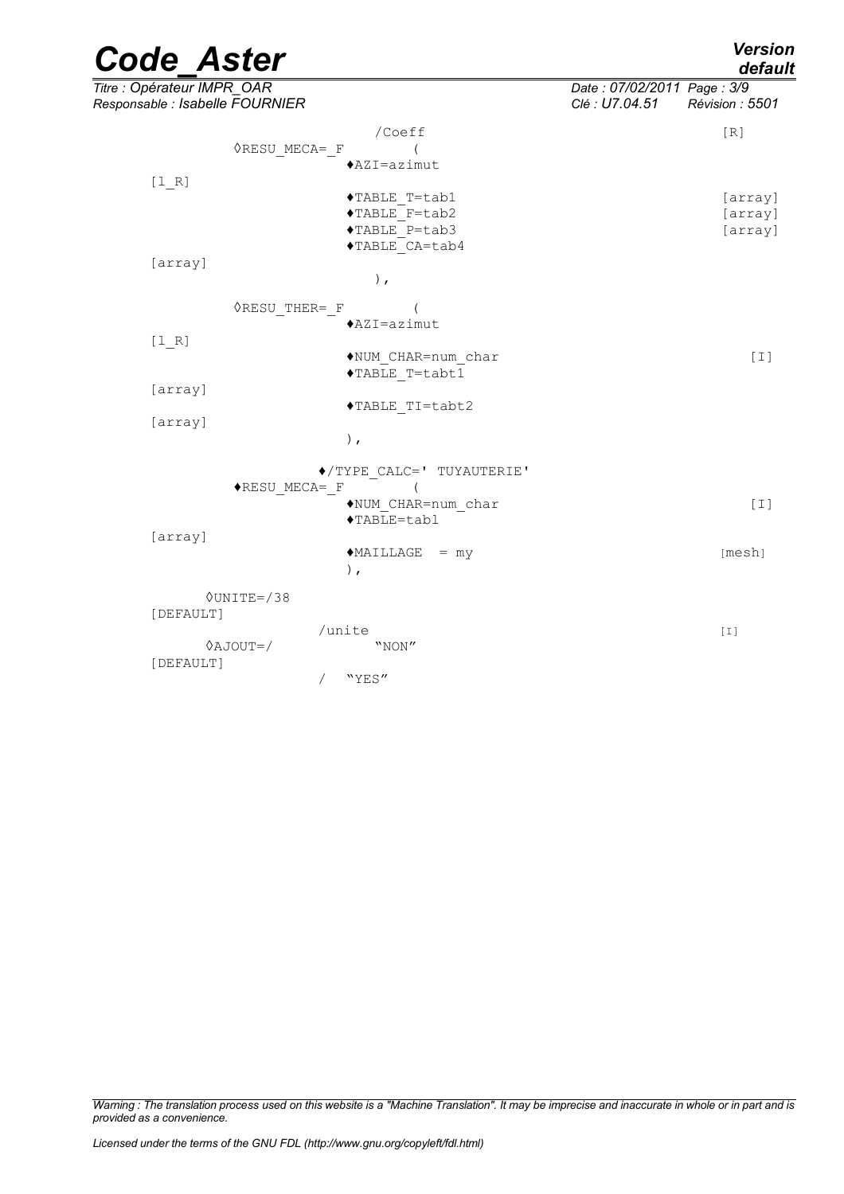```
                         /Coeff                                  [R]
          ◊RESU_MECA=_F         (
                          ♦AZI=azimut
     [l_R]
                          ♦TABLE_T=tab1                          [array]
                          ♦TABLE_F=tab2                          [array]
                          ♦TABLE_P=tab3                          [array]
                          ♦TABLE_CA=tab4
     [array]
                             ),

          ◊RESU_THER=_F         (
                          ♦AZI=azimut
     [l_R]
                          ♦NUM_CHAR=num_char                       [I]
                          ♦TABLE_T=tabt1
     [array]
                          ♦TABLE_TI=tabt2
     [array]
                          ),

                        ♦/TYPE_CALC=' TUYAUTERIE'
          ♦RESU_MECA=_F         (
                          ♦NUM_CHAR=num_char                       [I]
                          ♦TABLE=tabl
     [array]
                          ♦MAILLAGE  = my                        [mesh]
                          ),

       ◊UNITE=/38
     [DEFAULT]
                     /unite                                        [I]
       ◊AJOUT=/             "NON"
     [DEFAULT]
                     /   "YES"
```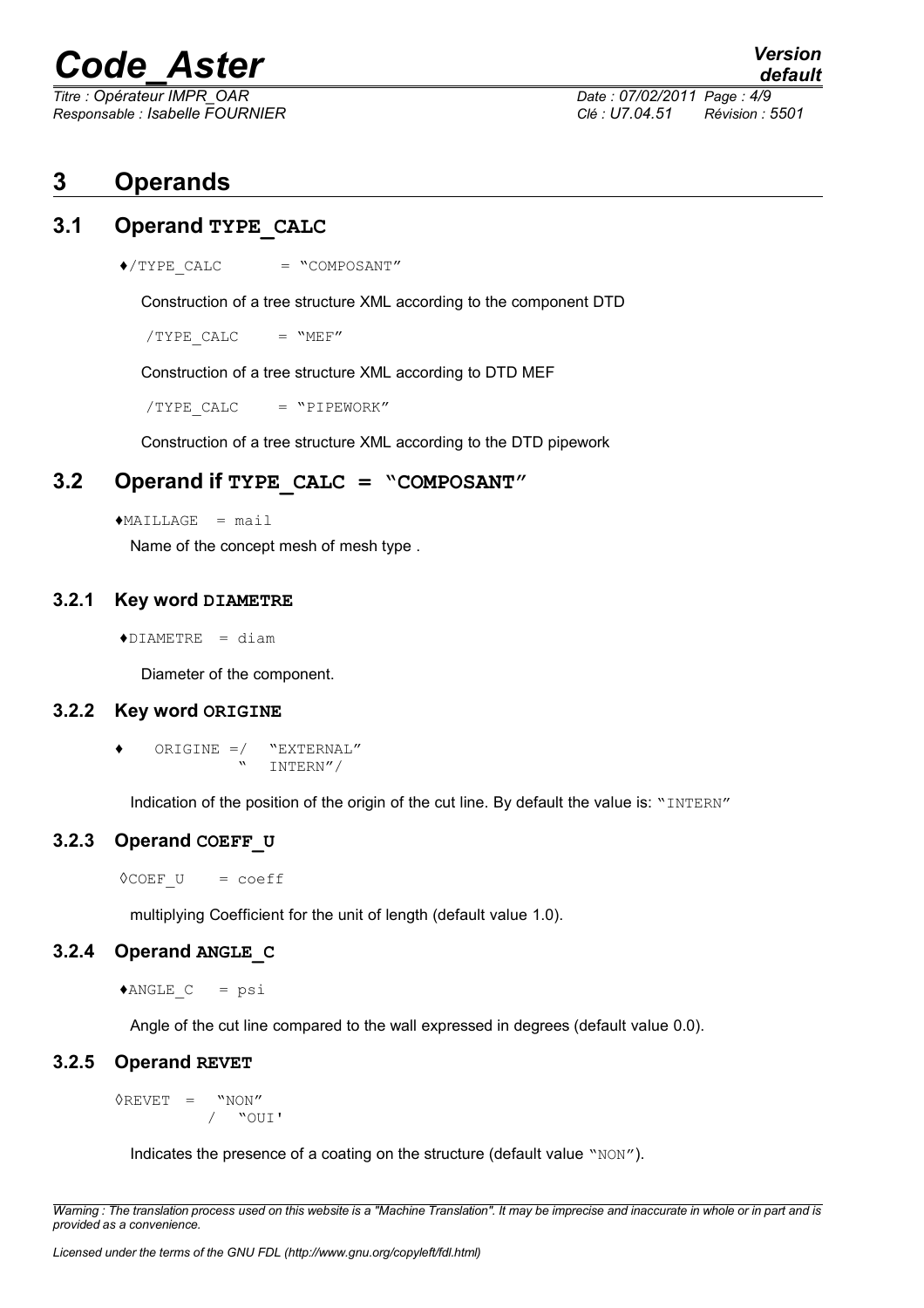# 3 Operands

## 3.1 Operand TYPE_CALC

♦/TYPE_CALC = "COMPOSANT"

Construction of a tree structure XML according to the component DTD

/TYPE_CALC = "MEF"

Construction of a tree structure XML according to DTD MEF

/TYPE_CALC = "PIPEWORK"

Construction of a tree structure XML according to the DTD pipework

## 3.2 Operand if TYPE_CALC = "COMPOSANT"

♦MAILLAGE = mail

Name of the concept mesh of mesh type .

### 3.2.1 Key word DIAMETRE

♦DIAMETRE = diam

Diameter of the component.

### 3.2.2 Key word ORIGINE

♦ ORIGINE =/ "EXTERNAL"
" INTERN"/

Indication of the position of the origin of the cut line. By default the value is: "INTERN"

### 3.2.3 Operand COEFF_U

◊COEF_U = coeff

multiplying Coefficient for the unit of length (default value 1.0).

### 3.2.4 Operand ANGLE_C

♦ANGLE_C = psi

Angle of the cut line compared to the wall expressed in degrees (default value 0.0).

### 3.2.5 Operand REVET

◊REVET = "NON"
/ "OUI'

Indicates the presence of a coating on the structure (default value "NON").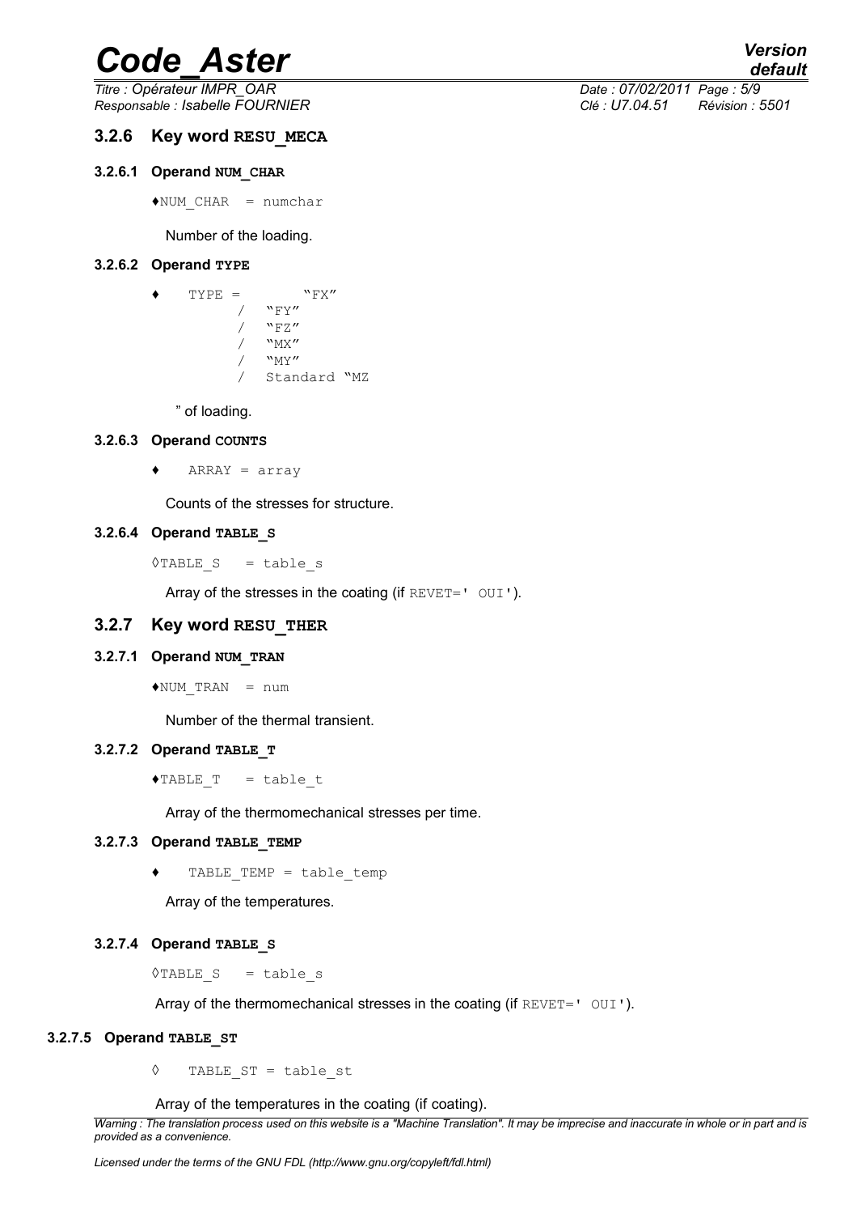### 3.2.6 Key word RESU_MECA

#### 3.2.6.1 Operand NUM_CHAR

♦NUM_CHAR = numchar

Number of the loading.

#### 3.2.6.2 Operand TYPE

```
♦   TYPE =      "FX"
        /   "FY"
        /   "FZ"
        /   "MX"
        /   "MY"
        /   Standard "MZ
```

" of loading.

#### 3.2.6.3 Operand COUNTS

♦ ARRAY = array

Counts of the stresses for structure.

#### 3.2.6.4 Operand TABLE_S

◊TABLE_S = table_s

Array of the stresses in the coating (if REVET=' OUI').

### 3.2.7 Key word RESU_THER

#### 3.2.7.1 Operand NUM_TRAN

♦NUM_TRAN = num

Number of the thermal transient.

#### 3.2.7.2 Operand TABLE_T

♦TABLE_T = table_t

Array of the thermomechanical stresses per time.

#### 3.2.7.3 Operand TABLE_TEMP

♦ TABLE_TEMP = table_temp

Array of the temperatures.

#### 3.2.7.4 Operand TABLE_S

◊TABLE_S = table_s

Array of the thermomechanical stresses in the coating (if REVET=' OUI').

#### 3.2.7.5 Operand TABLE_ST

◊ TABLE_ST = table_st

Array of the temperatures in the coating (if coating).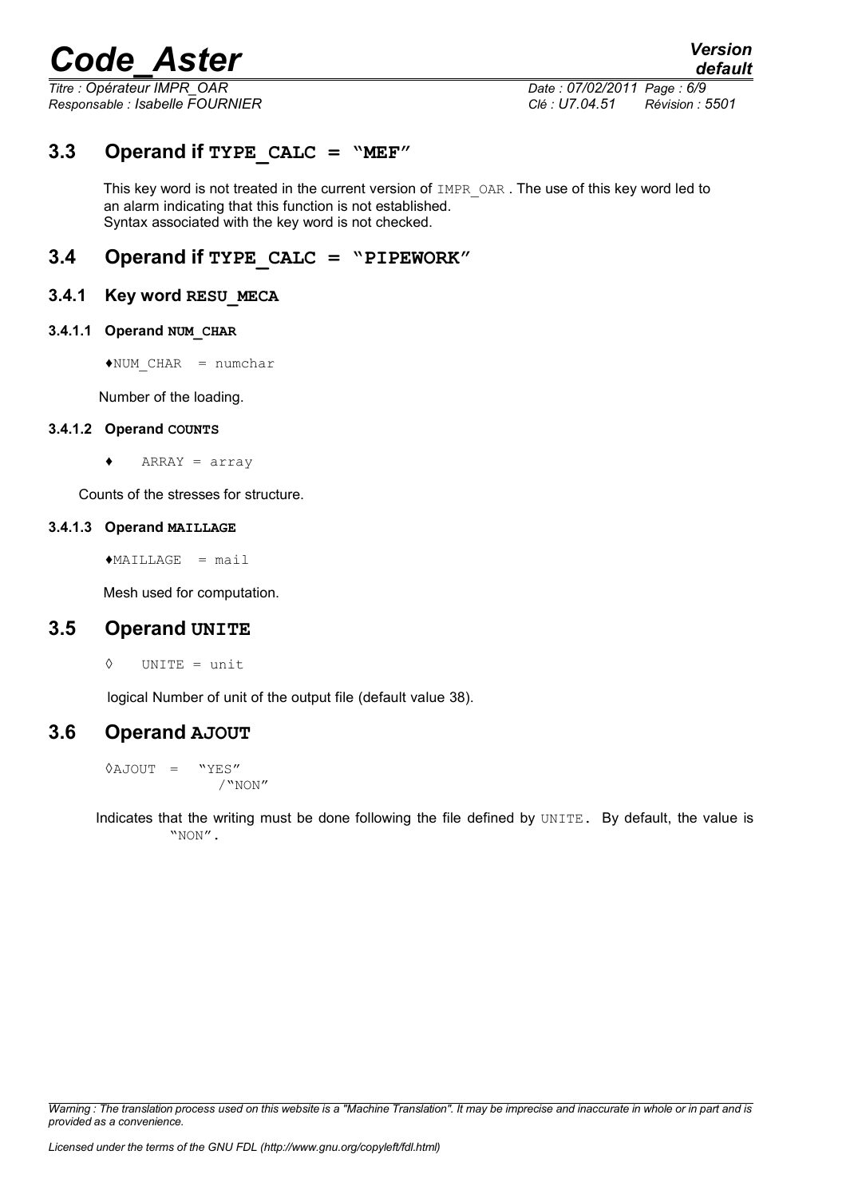## 3.3 Operand if TYPE_CALC = "MEF"

This key word is not treated in the current version of IMPR_OAR . The use of this key word led to an alarm indicating that this function is not established.
Syntax associated with the key word is not checked.

## 3.4 Operand if TYPE_CALC = "PIPEWORK"

### 3.4.1 Key word RESU_MECA

#### 3.4.1.1 Operand NUM_CHAR

♦NUM_CHAR = numchar

Number of the loading.

#### 3.4.1.2 Operand COUNTS

♦ ARRAY = array

Counts of the stresses for structure.

#### 3.4.1.3 Operand MAILLAGE

♦MAILLAGE = mail

Mesh used for computation.

## 3.5 Operand UNITE

◊ UNITE = unit

logical Number of unit of the output file (default value 38).

## 3.6 Operand AJOUT

```
◊AJOUT = "YES"
        /"NON"
```

Indicates that the writing must be done following the file defined by UNITE. By default, the value is "NON".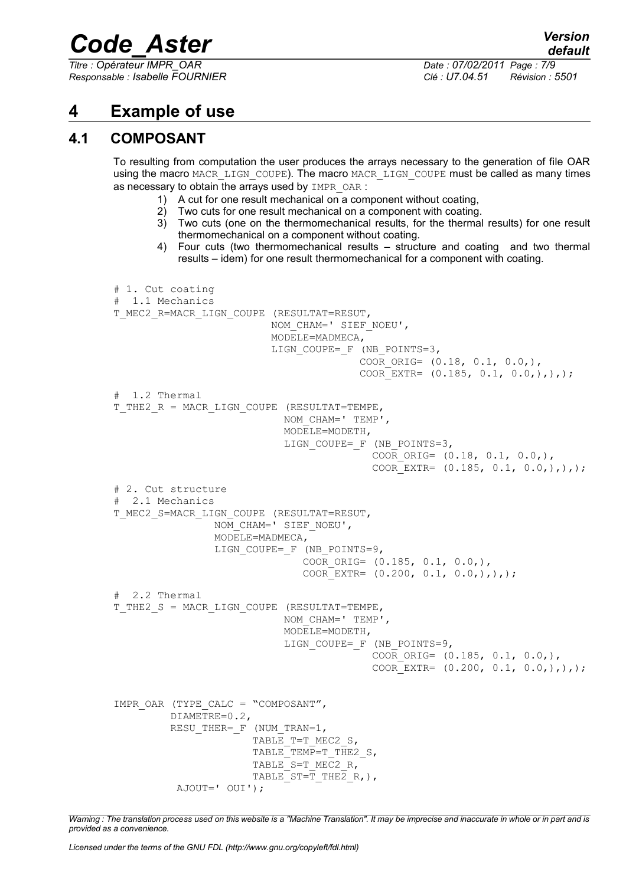# 4 Example of use

## 4.1 COMPOSANT

To resulting from computation the user produces the arrays necessary to the generation of file OAR using the macro MACR_LIGN_COUPE). The macro MACR_LIGN_COUPE must be called as many times as necessary to obtain the arrays used by IMPR_OAR :

1) A cut for one result mechanical on a component without coating,
2) Two cuts for one result mechanical on a component with coating.
3) Two cuts (one on the thermomechanical results, for the thermal results) for one result thermomechanical on a component without coating.
4) Four cuts (two thermomechanical results – structure and coating and two thermal results – idem) for one result thermomechanical for a component with coating.

```
# 1. Cut coating
#  1.1 Mechanics
T_MEC2_R=MACR_LIGN_COUPE (RESULTAT=RESUT,
                         NOM_CHAM=' SIEF_NOEU',
                         MODELE=MADMECA,
                         LIGN_COUPE=_F (NB_POINTS=3,
                                     COOR_ORIG= (0.18, 0.1, 0.0,),
                                     COOR_EXTR= (0.185, 0.1, 0.0,),),);

#  1.2 Thermal
T_THE2_R = MACR_LIGN_COUPE (RESULTAT=TEMPE,
                           NOM_CHAM=' TEMP',
                           MODELE=MODETH,
                           LIGN_COUPE=_F (NB_POINTS=3,
                                       COOR_ORIG= (0.18, 0.1, 0.0,),
                                       COOR_EXTR= (0.185, 0.1, 0.0,),),);

# 2. Cut structure
#  2.1 Mechanics
T_MEC2_S=MACR_LIGN_COUPE (RESULTAT=RESUT,
               NOM_CHAM=' SIEF_NOEU',
               MODELE=MADMECA,
               LIGN_COUPE=_F (NB_POINTS=9,
                           COOR_ORIG= (0.185, 0.1, 0.0,),
                           COOR_EXTR= (0.200, 0.1, 0.0,),),);

#  2.2 Thermal
T_THE2_S = MACR_LIGN_COUPE (RESULTAT=TEMPE,
                           NOM_CHAM=' TEMP',
                           MODELE=MODETH,
                           LIGN_COUPE=_F (NB_POINTS=9,
                                       COOR_ORIG= (0.185, 0.1, 0.0,),
                                       COOR_EXTR= (0.200, 0.1, 0.0,),),);


IMPR_OAR (TYPE_CALC = "COMPOSANT",
         DIAMETRE=0.2,
         RESU_THER=_F (NUM_TRAN=1,
                     TABLE_T=T_MEC2_S,
                     TABLE_TEMP=T_THE2_S,
                     TABLE_S=T_MEC2_R,
                     TABLE_ST=T_THE2_R,),
          AJOUT=' OUI');
```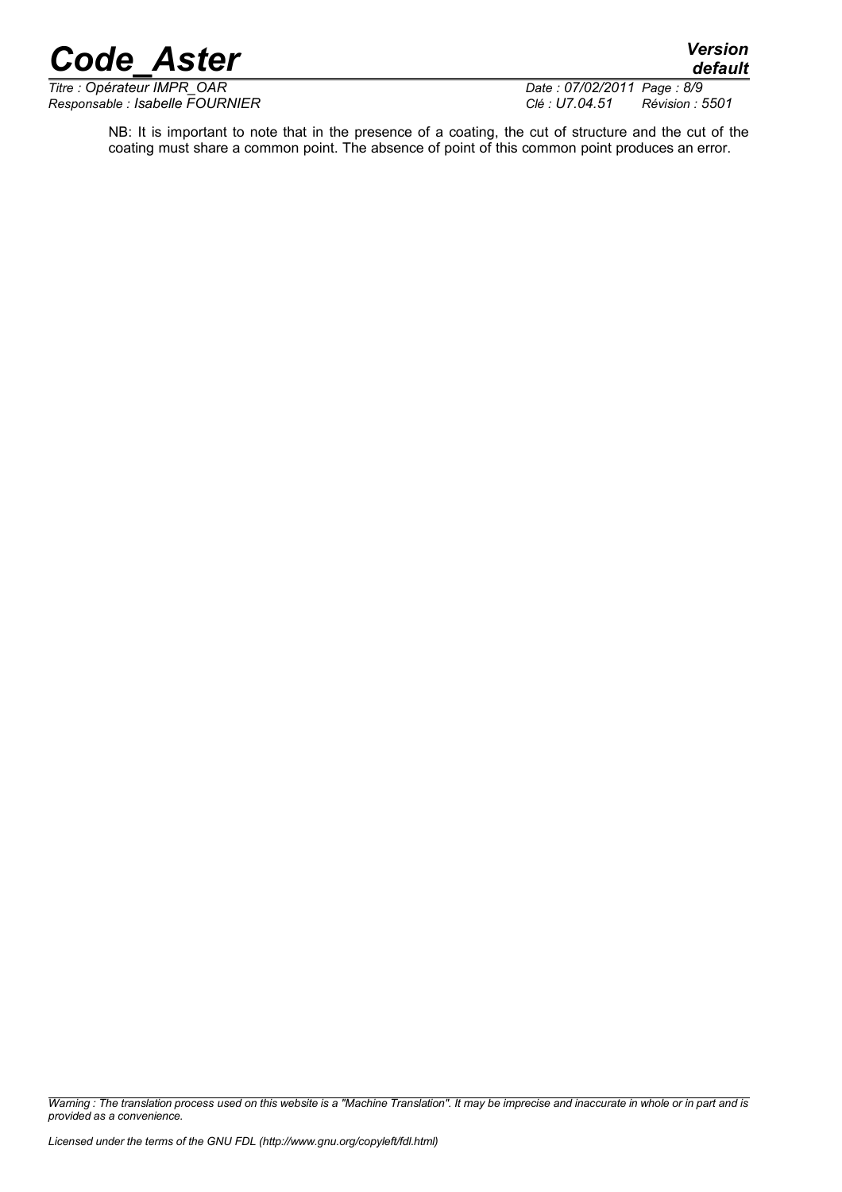NB: It is important to note that in the presence of a coating, the cut of structure and the cut of the coating must share a common point. The absence of point of this common point produces an error.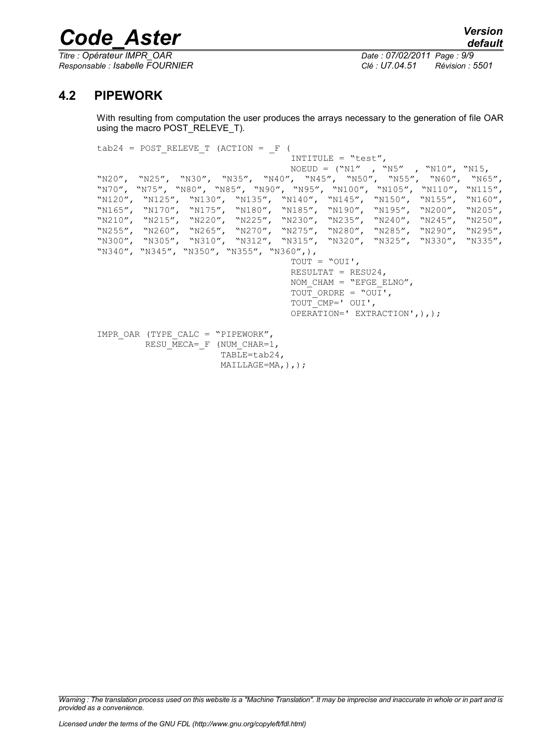## 4.2 PIPEWORK

With resulting from computation the user produces the arrays necessary to the generation of file OAR using the macro POST_RELEVE_T).

```
tab24 = POST_RELEVE_T (ACTION = _F (
                                    INTITULE = "test",
                                    NOEUD = ("N1"  , "N5"  , "N10", "N15,
"N20", "N25", "N30", "N35", "N40", "N45", "N50", "N55", "N60", "N65",
"N70", "N75", "N80", "N85", "N90", "N95", "N100", "N105", "N110", "N115",
"N120", "N125", "N130", "N135", "N140", "N145", "N150", "N155", "N160",
"N165", "N170", "N175", "N180", "N185", "N190", "N195", "N200", "N205",
"N210", "N215", "N220", "N225", "N230", "N235", "N240", "N245", "N250",
"N255", "N260", "N265", "N270", "N275", "N280", "N285", "N290", "N295",
"N300", "N305", "N310", "N312", "N315", "N320", "N325", "N330", "N335",
"N340", "N345", "N350", "N355", "N360",),
                                    TOUT = "OUI',
                                    RESULTAT = RESU24,
                                    NOM_CHAM = "EFGE_ELNO",
                                    TOUT_ORDRE = "OUI',
                                    TOUT_CMP=' OUI',
                                    OPERATION=' EXTRACTION',),);

IMPR_OAR (TYPE_CALC = "PIPEWORK",
        RESU_MECA=_F (NUM_CHAR=1,
                     TABLE=tab24,
                     MAILLAGE=MA,),);
```